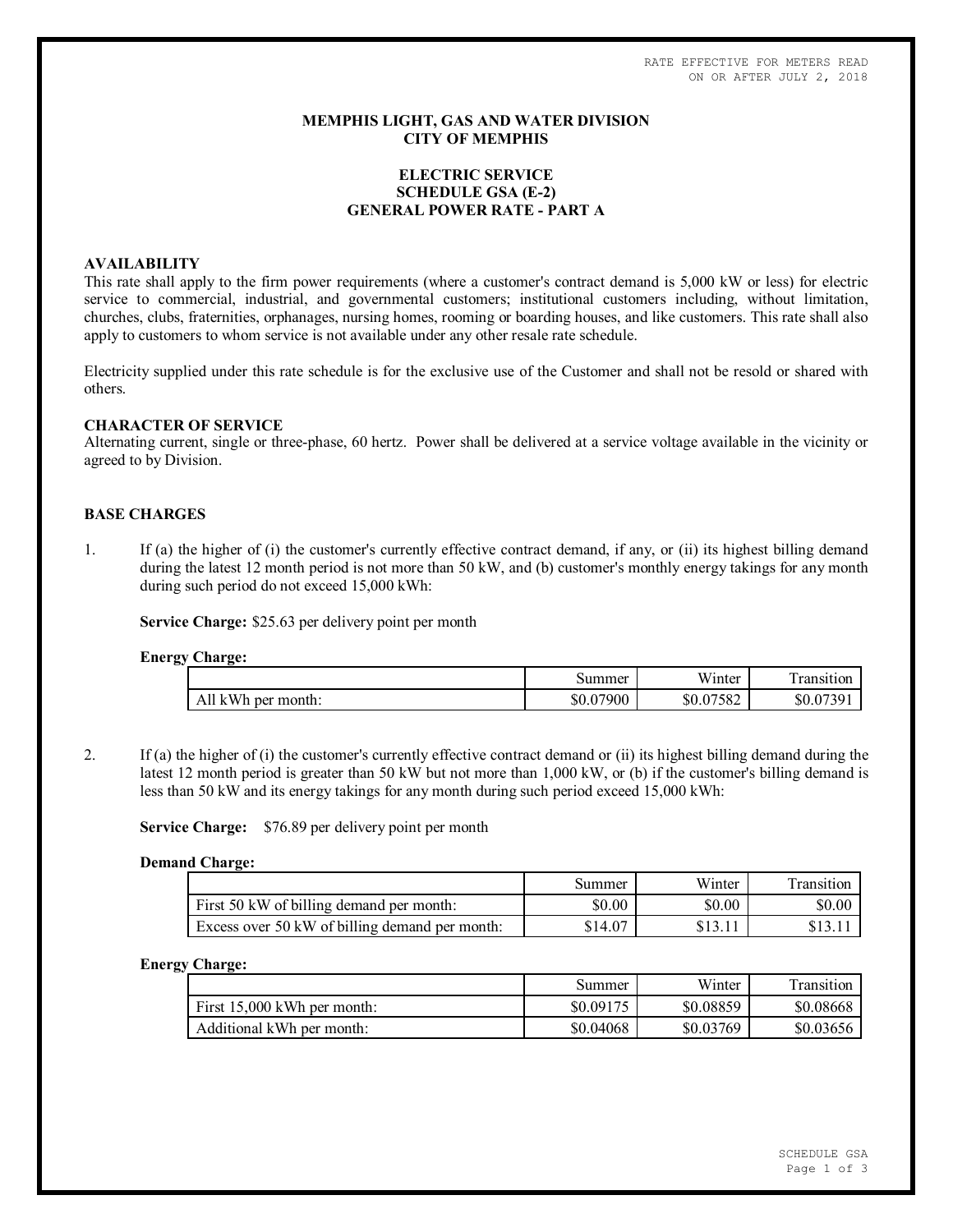RATE EFFECTIVE FOR METERS READ ON OR AFTER JULY 2, 2018

# MEMPHIS LIGHT, GAS AND WATER DIVISION
# CITY OF MEMPHIS

## ELECTRIC SERVICE
## SCHEDULE GSA (E-2)
## GENERAL POWER RATE - PART A

### AVAILABILITY

This rate shall apply to the firm power requirements (where a customer's contract demand is 5,000 kW or less) for electric service to commercial, industrial, and governmental customers; institutional customers including, without limitation, churches, clubs, fraternities, orphanages, nursing homes, rooming or boarding houses, and like customers. This rate shall also apply to customers to whom service is not available under any other resale rate schedule.

Electricity supplied under this rate schedule is for the exclusive use of the Customer and shall not be resold or shared with others.

### CHARACTER OF SERVICE

Alternating current, single or three-phase, 60 hertz. Power shall be delivered at a service voltage available in the vicinity or agreed to by Division.

### BASE CHARGES

1. If (a) the higher of (i) the customer's currently effective contract demand, if any, or (ii) its highest billing demand during the latest 12 month period is not more than 50 kW, and (b) customer's monthly energy takings for any month during such period do not exceed 15,000 kWh:

   **Service Charge:** $25.63 per delivery point per month

   **Energy Charge:**

   | | Summer | Winter | Transition |
   |---|---|---|---|
   | All kWh per month: | $0.07900 | $0.07582 | $0.07391 |

2. If (a) the higher of (i) the customer's currently effective contract demand or (ii) its highest billing demand during the latest 12 month period is greater than 50 kW but not more than 1,000 kW, or (b) if the customer's billing demand is less than 50 kW and its energy takings for any month during such period exceed 15,000 kWh:

   **Service Charge:** $76.89 per delivery point per month

   **Demand Charge:**

   | | Summer | Winter | Transition |
   |---|---|---|---|
   | First 50 kW of billing demand per month: | $0.00 | $0.00 | $0.00 |
   | Excess over 50 kW of billing demand per month: | $14.07 | $13.11 | $13.11 |

   **Energy Charge:**

   | | Summer | Winter | Transition |
   |---|---|---|---|
   | First 15,000 kWh per month: | $0.09175 | $0.08859 | $0.08668 |
   | Additional kWh per month: | $0.04068 | $0.03769 | $0.03656 |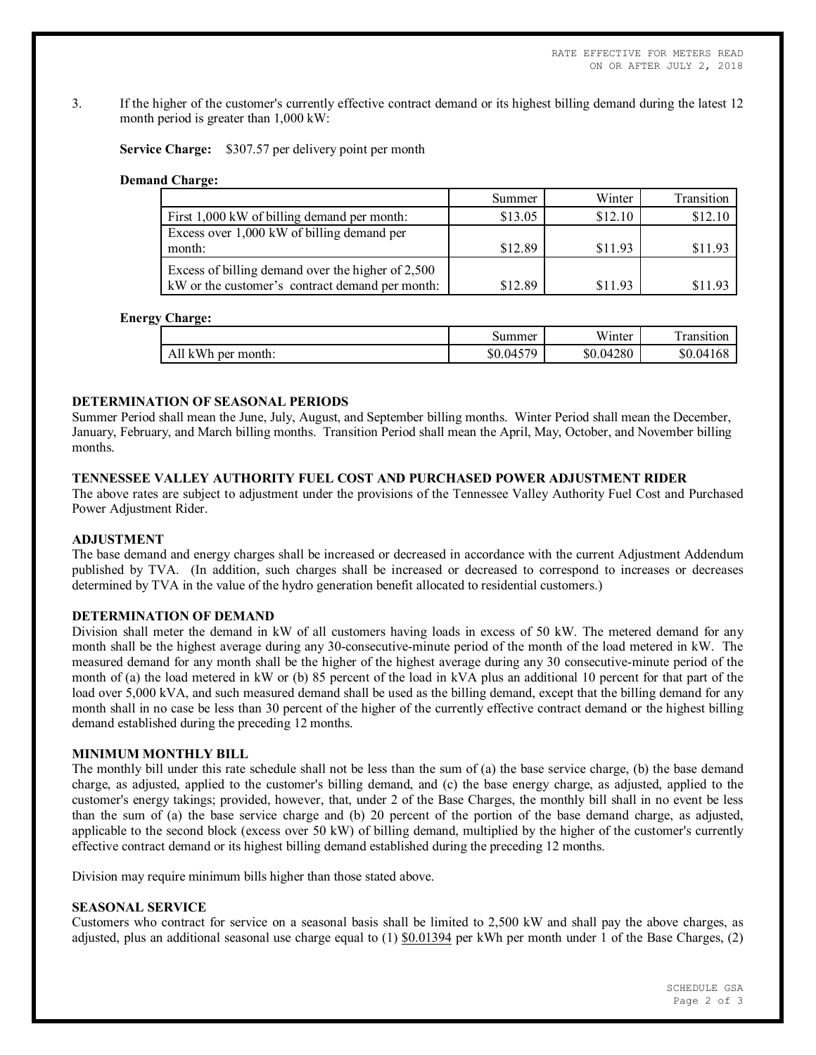3. If the higher of the customer's currently effective contract demand or its highest billing demand during the latest 12 month period is greater than 1,000 kW:

**Service Charge:** $307.57 per delivery point per month

**Demand Charge:**

| | Summer | Winter | Transition |
|---|---|---|---|
| First 1,000 kW of billing demand per month: | $13.05 | $12.10 | $12.10 |
| Excess over 1,000 kW of billing demand per month: | $12.89 | $11.93 | $11.93 |
| Excess of billing demand over the higher of 2,500 kW or the customer's contract demand per month: | $12.89 | $11.93 | $11.93 |

**Energy Charge:**

| | Summer | Winter | Transition |
|---|---|---|---|
| All kWh per month: | $0.04579 | $0.04280 | $0.04168 |

## DETERMINATION OF SEASONAL PERIODS

Summer Period shall mean the June, July, August, and September billing months. Winter Period shall mean the December, January, February, and March billing months. Transition Period shall mean the April, May, October, and November billing months.

## TENNESSEE VALLEY AUTHORITY FUEL COST AND PURCHASED POWER ADJUSTMENT RIDER

The above rates are subject to adjustment under the provisions of the Tennessee Valley Authority Fuel Cost and Purchased Power Adjustment Rider.

## ADJUSTMENT

The base demand and energy charges shall be increased or decreased in accordance with the current Adjustment Addendum published by TVA. (In addition, such charges shall be increased or decreased to correspond to increases or decreases determined by TVA in the value of the hydro generation benefit allocated to residential customers.)

## DETERMINATION OF DEMAND

Division shall meter the demand in kW of all customers having loads in excess of 50 kW. The metered demand for any month shall be the highest average during any 30-consecutive-minute period of the month of the load metered in kW. The measured demand for any month shall be the higher of the highest average during any 30 consecutive-minute period of the month of (a) the load metered in kW or (b) 85 percent of the load in kVA plus an additional 10 percent for that part of the load over 5,000 kVA, and such measured demand shall be used as the billing demand, except that the billing demand for any month shall in no case be less than 30 percent of the higher of the currently effective contract demand or the highest billing demand established during the preceding 12 months.

## MINIMUM MONTHLY BILL

The monthly bill under this rate schedule shall not be less than the sum of (a) the base service charge, (b) the base demand charge, as adjusted, applied to the customer's billing demand, and (c) the base energy charge, as adjusted, applied to the customer's energy takings; provided, however, that, under 2 of the Base Charges, the monthly bill shall in no event be less than the sum of (a) the base service charge and (b) 20 percent of the portion of the base demand charge, as adjusted, applicable to the second block (excess over 50 kW) of billing demand, multiplied by the higher of the customer's currently effective contract demand or its highest billing demand established during the preceding 12 months.

Division may require minimum bills higher than those stated above.

## SEASONAL SERVICE

Customers who contract for service on a seasonal basis shall be limited to 2,500 kW and shall pay the above charges, as adjusted, plus an additional seasonal use charge equal to (1) $0.01394 per kWh per month under 1 of the Base Charges, (2)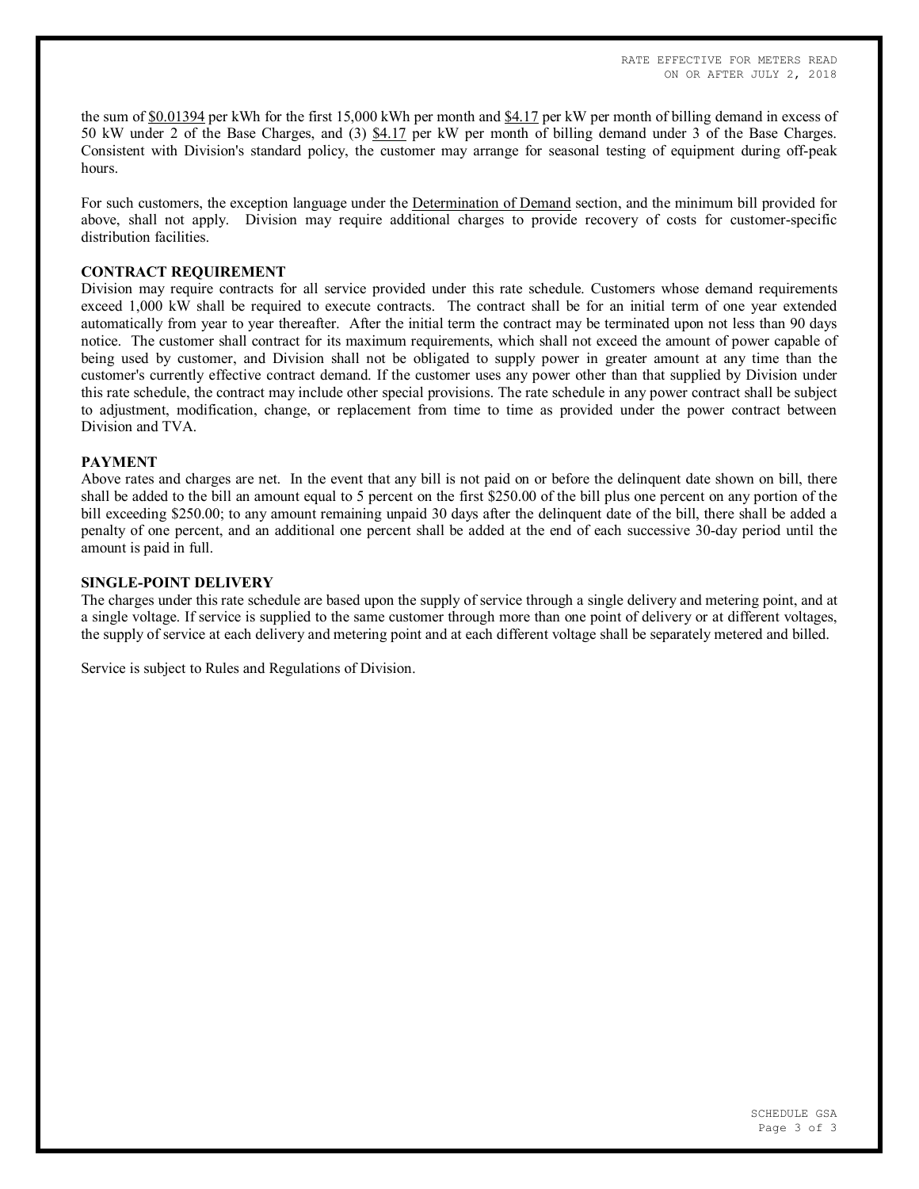the sum of <u>$0.01394</u> per kWh for the first 15,000 kWh per month and <u>$4.17</u> per kW per month of billing demand in excess of 50 kW under 2 of the Base Charges, and (3) <u>$4.17</u> per kW per month of billing demand under 3 of the Base Charges. Consistent with Division's standard policy, the customer may arrange for seasonal testing of equipment during off-peak hours.

For such customers, the exception language under the <u>Determination of Demand</u> section, and the minimum bill provided for above, shall not apply. Division may require additional charges to provide recovery of costs for customer-specific distribution facilities.

**CONTRACT REQUIREMENT**

Division may require contracts for all service provided under this rate schedule. Customers whose demand requirements exceed 1,000 kW shall be required to execute contracts. The contract shall be for an initial term of one year extended automatically from year to year thereafter. After the initial term the contract may be terminated upon not less than 90 days notice. The customer shall contract for its maximum requirements, which shall not exceed the amount of power capable of being used by customer, and Division shall not be obligated to supply power in greater amount at any time than the customer's currently effective contract demand. If the customer uses any power other than that supplied by Division under this rate schedule, the contract may include other special provisions. The rate schedule in any power contract shall be subject to adjustment, modification, change, or replacement from time to time as provided under the power contract between Division and TVA.

**PAYMENT**

Above rates and charges are net. In the event that any bill is not paid on or before the delinquent date shown on bill, there shall be added to the bill an amount equal to 5 percent on the first $250.00 of the bill plus one percent on any portion of the bill exceeding $250.00; to any amount remaining unpaid 30 days after the delinquent date of the bill, there shall be added a penalty of one percent, and an additional one percent shall be added at the end of each successive 30-day period until the amount is paid in full.

**SINGLE-POINT DELIVERY**

The charges under this rate schedule are based upon the supply of service through a single delivery and metering point, and at a single voltage. If service is supplied to the same customer through more than one point of delivery or at different voltages, the supply of service at each delivery and metering point and at each different voltage shall be separately metered and billed.

Service is subject to Rules and Regulations of Division.